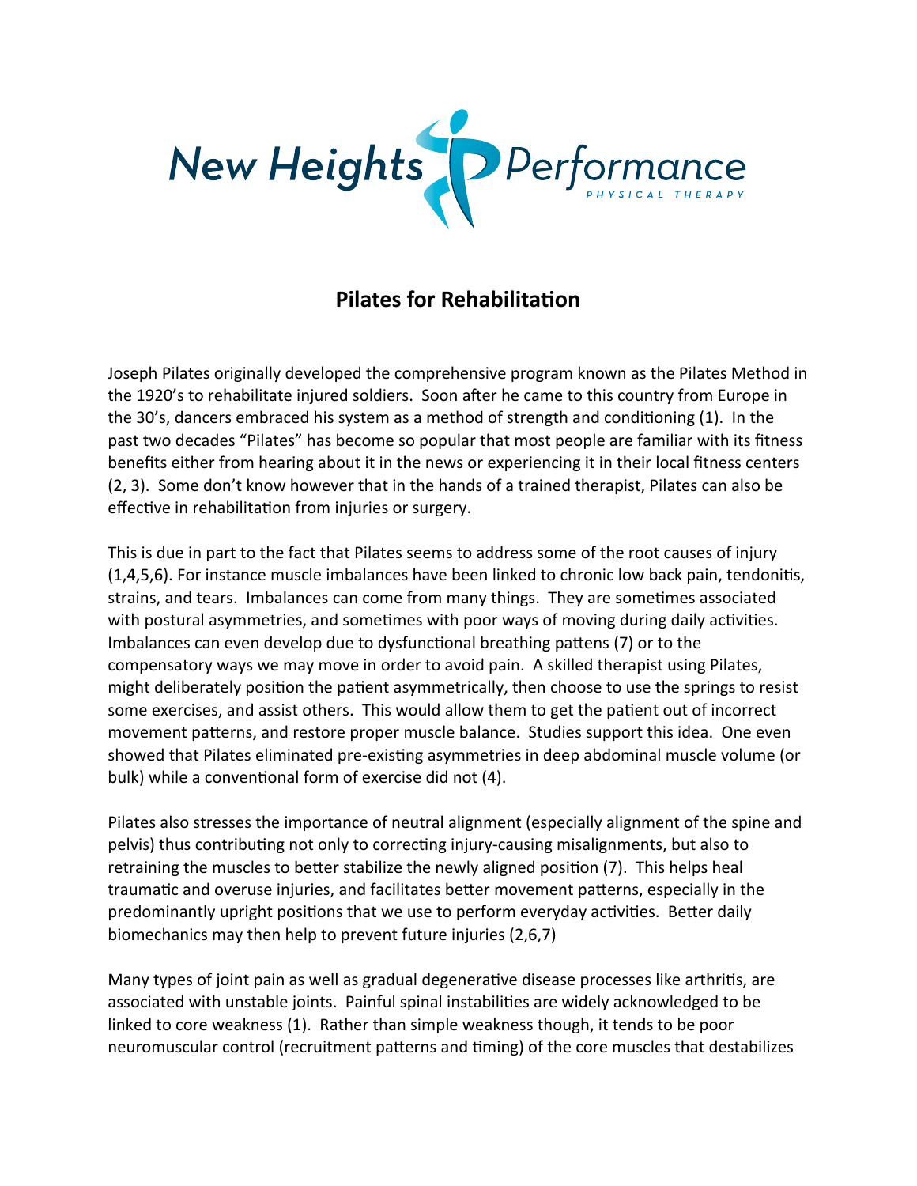New Heights Performance

PHYSICAL THERAPY

# Pilates for Rehabilitation

Joseph Pilates originally developed the comprehensive program known as the Pilates Method in the 1920's to rehabilitate injured soldiers. Soon after he came to this country from Europe in the 30's, dancers embraced his system as a method of strength and conditioning (1). In the past two decades "Pilates" has become so popular that most people are familiar with its fitness benefits either from hearing about it in the news or experiencing it in their local fitness centers (2, 3). Some don't know however that in the hands of a trained therapist, Pilates can also be effective in rehabilitation from injuries or surgery.

This is due in part to the fact that Pilates seems to address some of the root causes of injury (1,4,5,6). For instance muscle imbalances have been linked to chronic low back pain, tendonitis, strains, and tears. Imbalances can come from many things. They are sometimes associated with postural asymmetries, and sometimes with poor ways of moving during daily activities. Imbalances can even develop due to dysfunctional breathing pattens (7) or to the compensatory ways we may move in order to avoid pain. A skilled therapist using Pilates, might deliberately position the patient asymmetrically, then choose to use the springs to resist some exercises, and assist others. This would allow them to get the patient out of incorrect movement patterns, and restore proper muscle balance. Studies support this idea. One even showed that Pilates eliminated pre-existing asymmetries in deep abdominal muscle volume (or bulk) while a conventional form of exercise did not (4).

Pilates also stresses the importance of neutral alignment (especially alignment of the spine and pelvis) thus contributing not only to correcting injury-causing misalignments, but also to retraining the muscles to better stabilize the newly aligned position (7). This helps heal traumatic and overuse injuries, and facilitates better movement patterns, especially in the predominantly upright positions that we use to perform everyday activities. Better daily biomechanics may then help to prevent future injuries (2,6,7)

Many types of joint pain as well as gradual degenerative disease processes like arthritis, are associated with unstable joints. Painful spinal instabilities are widely acknowledged to be linked to core weakness (1). Rather than simple weakness though, it tends to be poor neuromuscular control (recruitment patterns and timing) of the core muscles that destabilizes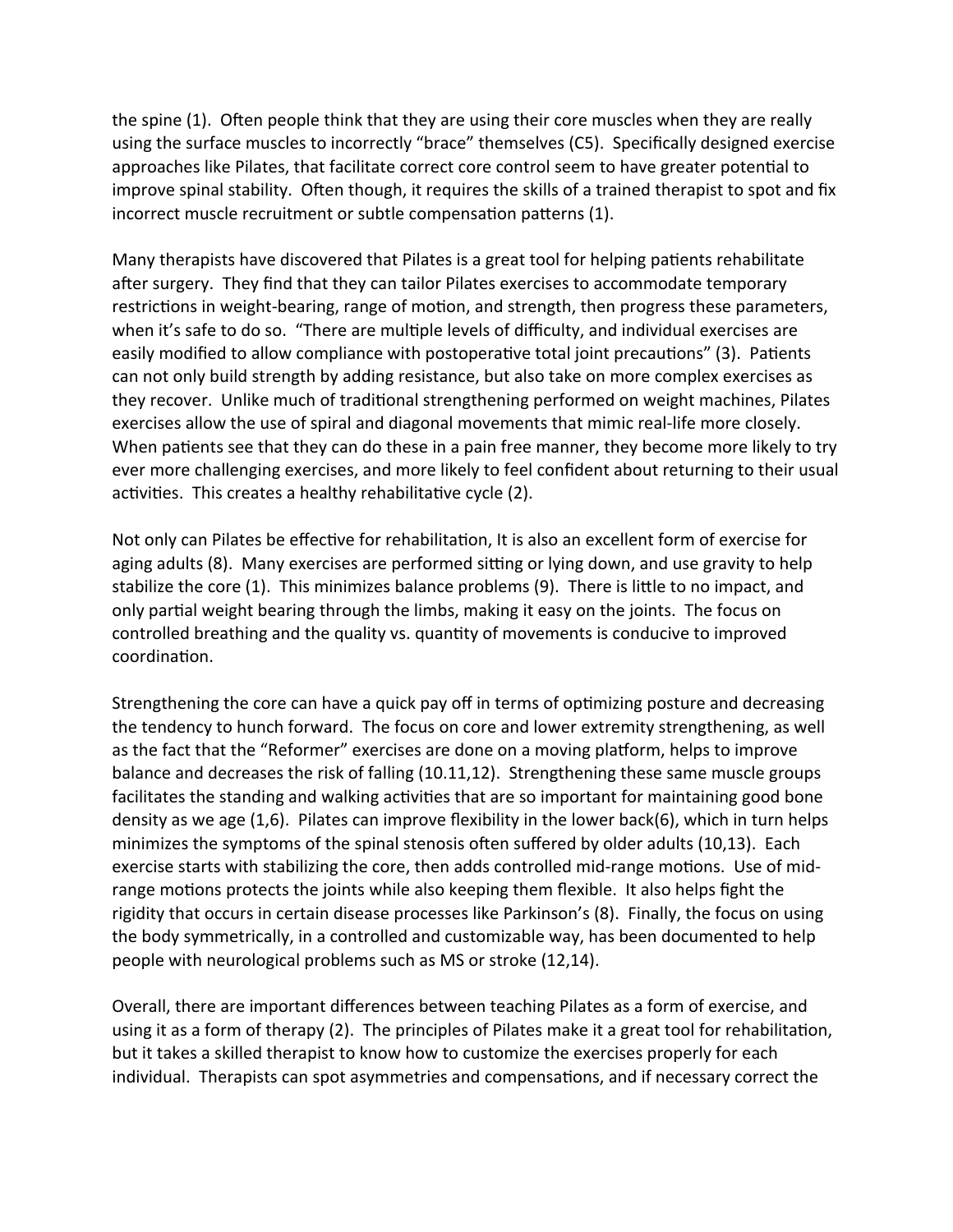the spine (1). Often people think that they are using their core muscles when they are really using the surface muscles to incorrectly "brace" themselves (C5). Specifically designed exercise approaches like Pilates, that facilitate correct core control seem to have greater potential to improve spinal stability. Often though, it requires the skills of a trained therapist to spot and fix incorrect muscle recruitment or subtle compensation patterns (1).

Many therapists have discovered that Pilates is a great tool for helping patients rehabilitate after surgery. They find that they can tailor Pilates exercises to accommodate temporary restrictions in weight-bearing, range of motion, and strength, then progress these parameters, when it's safe to do so. "There are multiple levels of difficulty, and individual exercises are easily modified to allow compliance with postoperative total joint precautions" (3). Patients can not only build strength by adding resistance, but also take on more complex exercises as they recover. Unlike much of traditional strengthening performed on weight machines, Pilates exercises allow the use of spiral and diagonal movements that mimic real-life more closely. When patients see that they can do these in a pain free manner, they become more likely to try ever more challenging exercises, and more likely to feel confident about returning to their usual activities. This creates a healthy rehabilitative cycle (2).

Not only can Pilates be effective for rehabilitation, It is also an excellent form of exercise for aging adults (8). Many exercises are performed sitting or lying down, and use gravity to help stabilize the core (1). This minimizes balance problems (9). There is little to no impact, and only partial weight bearing through the limbs, making it easy on the joints. The focus on controlled breathing and the quality vs. quantity of movements is conducive to improved coordination.

Strengthening the core can have a quick pay off in terms of optimizing posture and decreasing the tendency to hunch forward. The focus on core and lower extremity strengthening, as well as the fact that the "Reformer" exercises are done on a moving platform, helps to improve balance and decreases the risk of falling (10.11,12). Strengthening these same muscle groups facilitates the standing and walking activities that are so important for maintaining good bone density as we age (1,6). Pilates can improve flexibility in the lower back(6), which in turn helps minimizes the symptoms of the spinal stenosis often suffered by older adults (10,13). Each exercise starts with stabilizing the core, then adds controlled mid-range motions. Use of mid-range motions protects the joints while also keeping them flexible. It also helps fight the rigidity that occurs in certain disease processes like Parkinson's (8). Finally, the focus on using the body symmetrically, in a controlled and customizable way, has been documented to help people with neurological problems such as MS or stroke (12,14).

Overall, there are important differences between teaching Pilates as a form of exercise, and using it as a form of therapy (2). The principles of Pilates make it a great tool for rehabilitation, but it takes a skilled therapist to know how to customize the exercises properly for each individual. Therapists can spot asymmetries and compensations, and if necessary correct the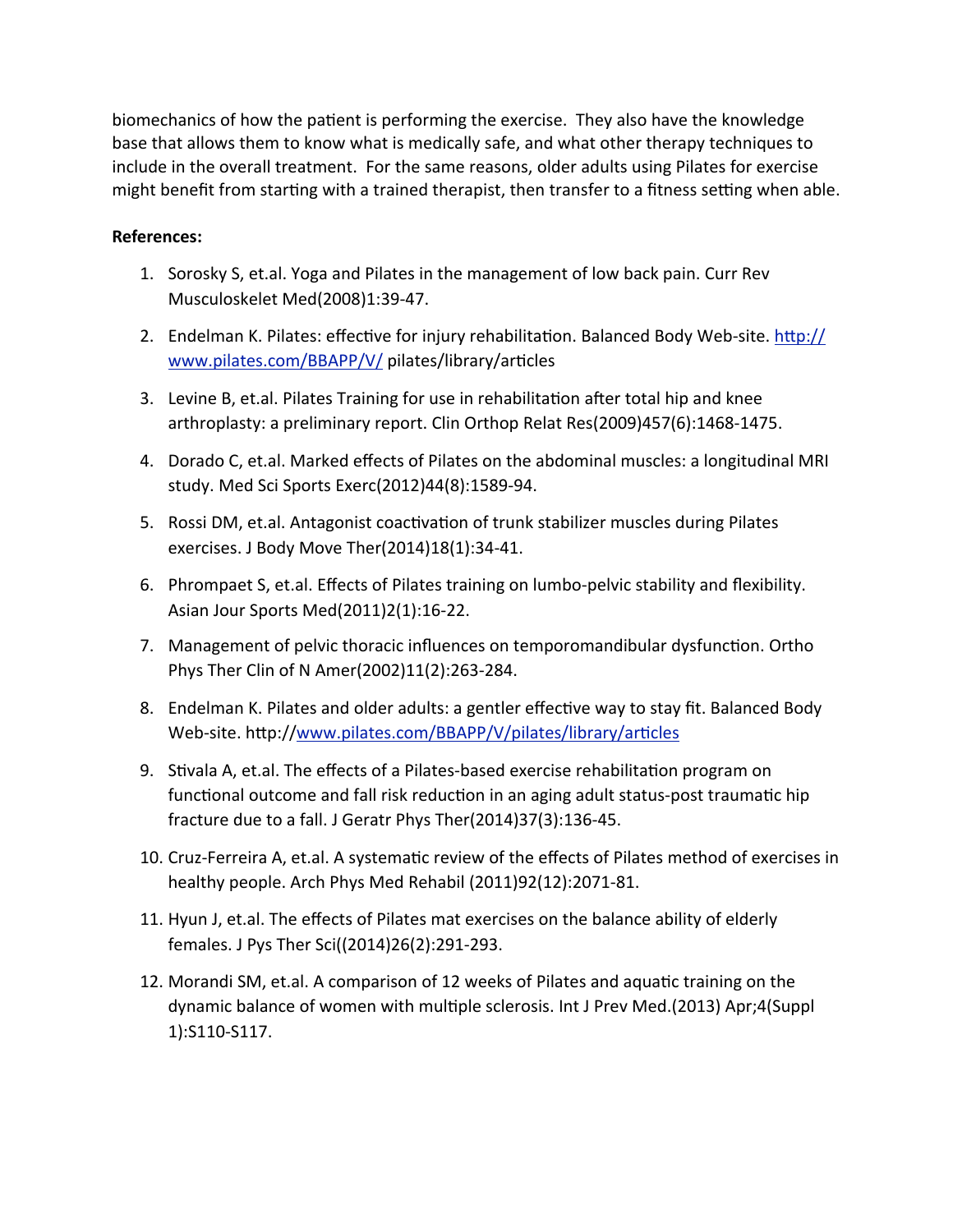biomechanics of how the patient is performing the exercise. They also have the knowledge base that allows them to know what is medically safe, and what other therapy techniques to include in the overall treatment. For the same reasons, older adults using Pilates for exercise might benefit from starting with a trained therapist, then transfer to a fitness setting when able.

**References:**

1. Sorosky S, et.al. Yoga and Pilates in the management of low back pain. Curr Rev Musculoskelet Med(2008)1:39-47.
2. Endelman K. Pilates: effective for injury rehabilitation. Balanced Body Web-site. http://www.pilates.com/BBAPP/V/ pilates/library/articles
3. Levine B, et.al. Pilates Training for use in rehabilitation after total hip and knee arthroplasty: a preliminary report. Clin Orthop Relat Res(2009)457(6):1468-1475.
4. Dorado C, et.al. Marked effects of Pilates on the abdominal muscles: a longitudinal MRI study. Med Sci Sports Exerc(2012)44(8):1589-94.
5. Rossi DM, et.al. Antagonist coactivation of trunk stabilizer muscles during Pilates exercises. J Body Move Ther(2014)18(1):34-41.
6. Phrompaet S, et.al. Effects of Pilates training on lumbo-pelvic stability and flexibility. Asian Jour Sports Med(2011)2(1):16-22.
7. Management of pelvic thoracic influences on temporomandibular dysfunction. Ortho Phys Ther Clin of N Amer(2002)11(2):263-284.
8. Endelman K. Pilates and older adults: a gentler effective way to stay fit. Balanced Body Web-site. http://www.pilates.com/BBAPP/V/pilates/library/articles
9. Stivala A, et.al. The effects of a Pilates-based exercise rehabilitation program on functional outcome and fall risk reduction in an aging adult status-post traumatic hip fracture due to a fall. J Geratr Phys Ther(2014)37(3):136-45.
10. Cruz-Ferreira A, et.al. A systematic review of the effects of Pilates method of exercises in healthy people. Arch Phys Med Rehabil (2011)92(12):2071-81.
11. Hyun J, et.al. The effects of Pilates mat exercises on the balance ability of elderly females. J Pys Ther Sci((2014)26(2):291-293.
12. Morandi SM, et.al. A comparison of 12 weeks of Pilates and aquatic training on the dynamic balance of women with multiple sclerosis. Int J Prev Med.(2013) Apr;4(Suppl 1):S110-S117.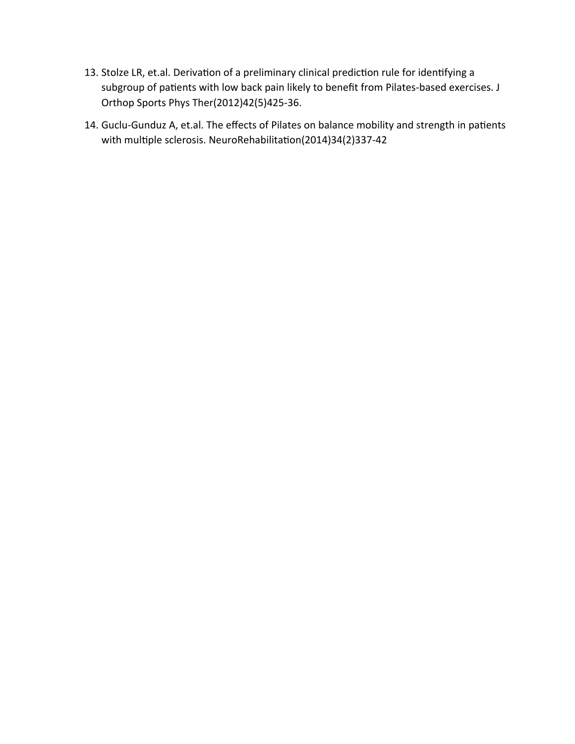13. Stolze LR, et.al. Derivation of a preliminary clinical prediction rule for identifying a subgroup of patients with low back pain likely to benefit from Pilates-based exercises. J Orthop Sports Phys Ther(2012)42(5)425-36.
14. Guclu-Gunduz A, et.al. The effects of Pilates on balance mobility and strength in patients with multiple sclerosis. NeuroRehabilitation(2014)34(2)337-42